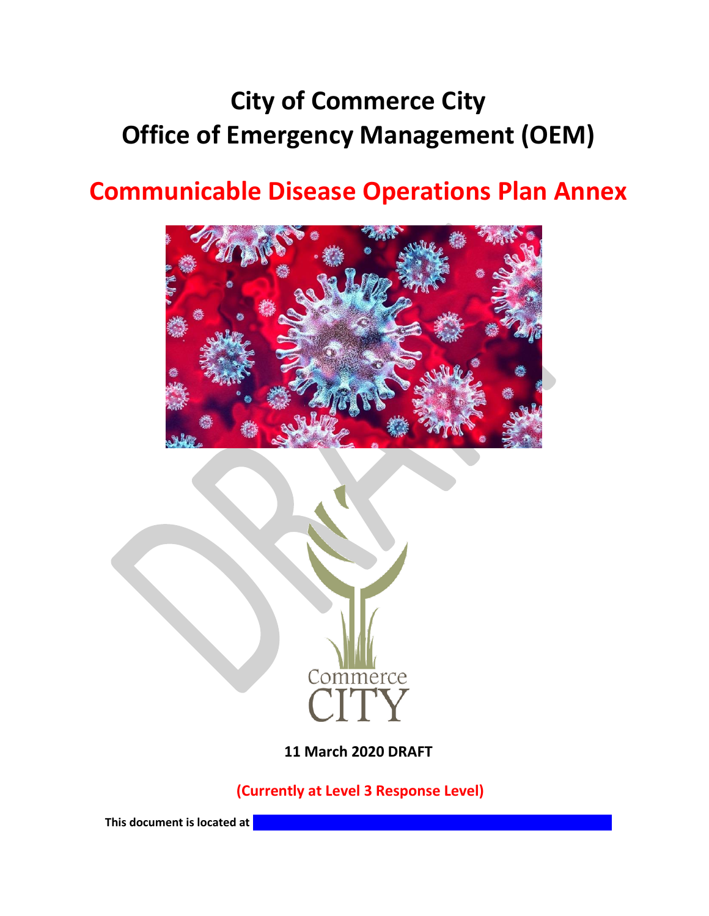# City of Commerce City
# Office of Emergency Management (OEM)

## Communicable Disease Operations Plan Annex

Commerce CITY

**11 March 2020 DRAFT**

**(Currently at Level 3 Response Level)**

**This document is located at**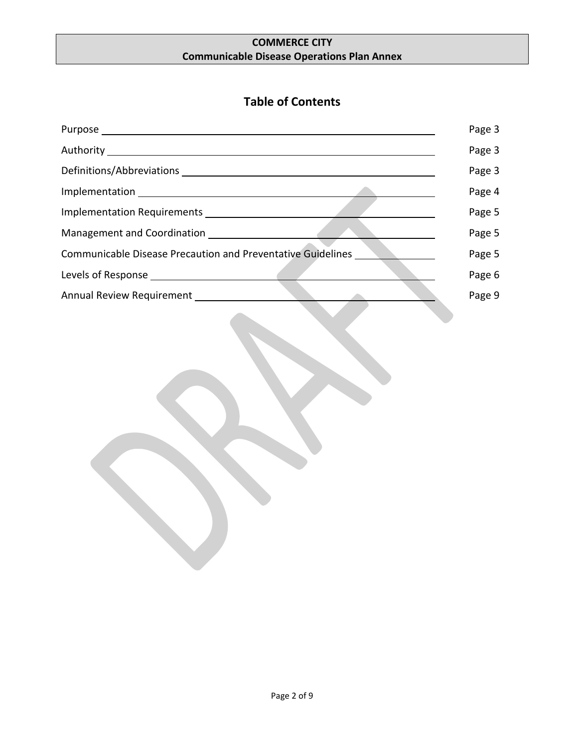## Table of Contents

| Section | Page |
|---|---|
| Purpose | Page 3 |
| Authority | Page 3 |
| Definitions/Abbreviations | Page 3 |
| Implementation | Page 4 |
| Implementation Requirements | Page 5 |
| Management and Coordination | Page 5 |
| Communicable Disease Precaution and Preventative Guidelines | Page 5 |
| Levels of Response | Page 6 |
| Annual Review Requirement | Page 9 |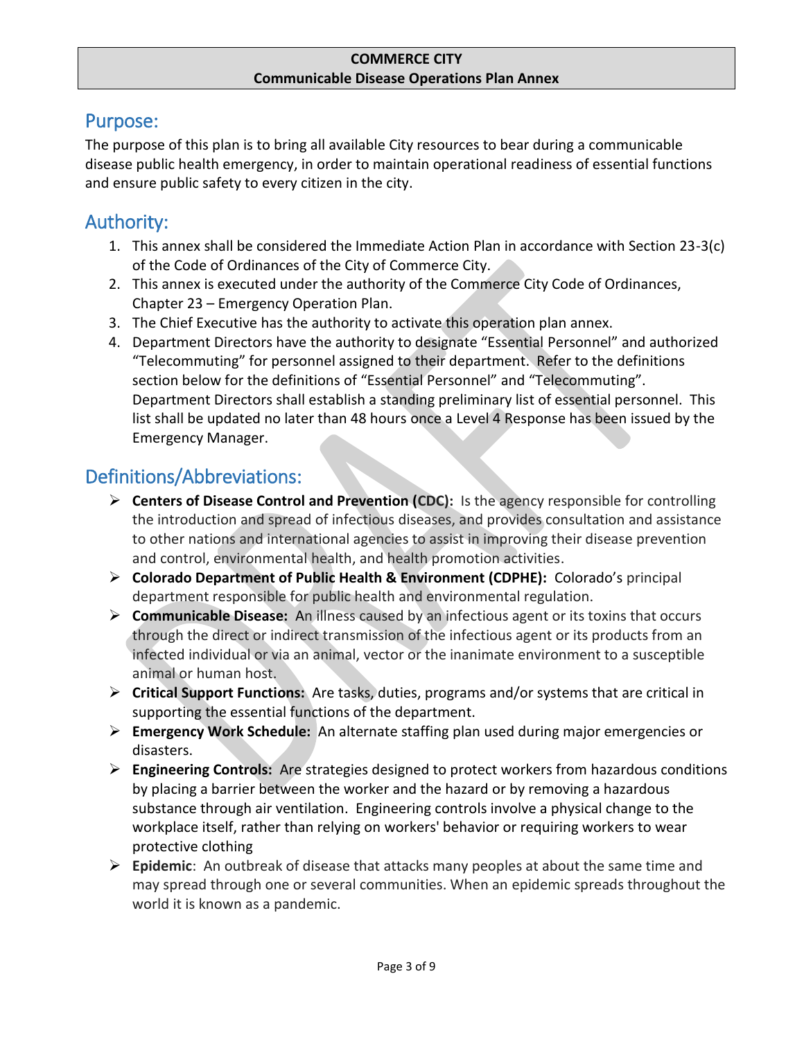## Purpose:

The purpose of this plan is to bring all available City resources to bear during a communicable disease public health emergency, in order to maintain operational readiness of essential functions and ensure public safety to every citizen in the city.

## Authority:

1. This annex shall be considered the Immediate Action Plan in accordance with Section 23-3(c) of the Code of Ordinances of the City of Commerce City.
2. This annex is executed under the authority of the Commerce City Code of Ordinances, Chapter 23 – Emergency Operation Plan.
3. The Chief Executive has the authority to activate this operation plan annex.
4. Department Directors have the authority to designate "Essential Personnel" and authorized "Telecommuting" for personnel assigned to their department. Refer to the definitions section below for the definitions of "Essential Personnel" and "Telecommuting". Department Directors shall establish a standing preliminary list of essential personnel. This list shall be updated no later than 48 hours once a Level 4 Response has been issued by the Emergency Manager.

## Definitions/Abbreviations:

- **Centers of Disease Control and Prevention (CDC):** Is the agency responsible for controlling the introduction and spread of infectious diseases, and provides consultation and assistance to other nations and international agencies to assist in improving their disease prevention and control, environmental health, and health promotion activities.
- **Colorado Department of Public Health & Environment (CDPHE):** Colorado's principal department responsible for public health and environmental regulation.
- **Communicable Disease:** An illness caused by an infectious agent or its toxins that occurs through the direct or indirect transmission of the infectious agent or its products from an infected individual or via an animal, vector or the inanimate environment to a susceptible animal or human host.
- **Critical Support Functions:** Are tasks, duties, programs and/or systems that are critical in supporting the essential functions of the department.
- **Emergency Work Schedule:** An alternate staffing plan used during major emergencies or disasters.
- **Engineering Controls:** Are strategies designed to protect workers from hazardous conditions by placing a barrier between the worker and the hazard or by removing a hazardous substance through air ventilation. Engineering controls involve a physical change to the workplace itself, rather than relying on workers' behavior or requiring workers to wear protective clothing
- **Epidemic**: An outbreak of disease that attacks many peoples at about the same time and may spread through one or several communities. When an epidemic spreads throughout the world it is known as a pandemic.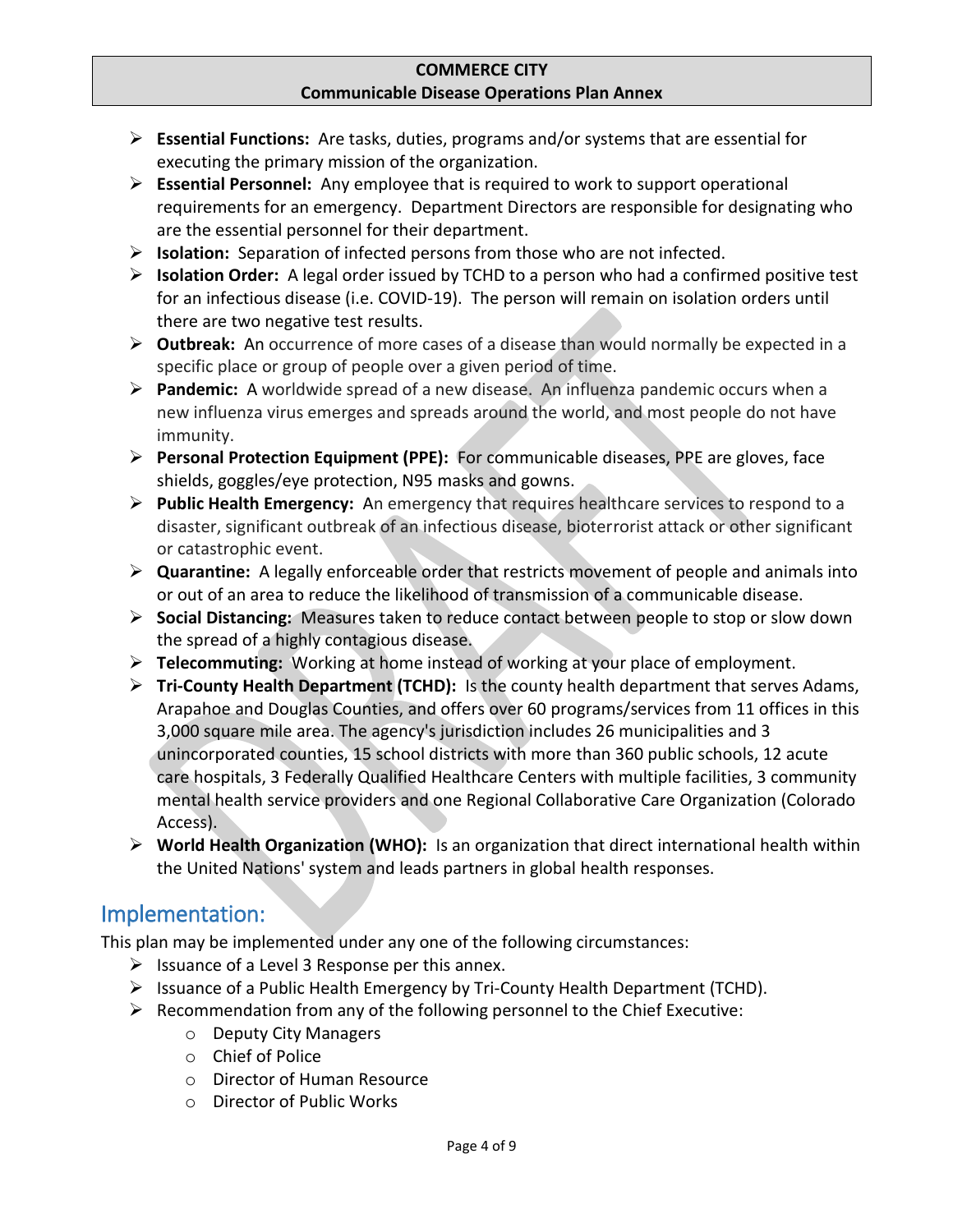- **Essential Functions:** Are tasks, duties, programs and/or systems that are essential for executing the primary mission of the organization.
- **Essential Personnel:** Any employee that is required to work to support operational requirements for an emergency. Department Directors are responsible for designating who are the essential personnel for their department.
- **Isolation:** Separation of infected persons from those who are not infected.
- **Isolation Order:** A legal order issued by TCHD to a person who had a confirmed positive test for an infectious disease (i.e. COVID-19). The person will remain on isolation orders until there are two negative test results.
- **Outbreak:** An occurrence of more cases of a disease than would normally be expected in a specific place or group of people over a given period of time.
- **Pandemic:** A worldwide spread of a new disease. An influenza pandemic occurs when a new influenza virus emerges and spreads around the world, and most people do not have immunity.
- **Personal Protection Equipment (PPE):** For communicable diseases, PPE are gloves, face shields, goggles/eye protection, N95 masks and gowns.
- **Public Health Emergency:** An emergency that requires healthcare services to respond to a disaster, significant outbreak of an infectious disease, bioterrorist attack or other significant or catastrophic event.
- **Quarantine:** A legally enforceable order that restricts movement of people and animals into or out of an area to reduce the likelihood of transmission of a communicable disease.
- **Social Distancing:** Measures taken to reduce contact between people to stop or slow down the spread of a highly contagious disease.
- **Telecommuting:** Working at home instead of working at your place of employment.
- **Tri-County Health Department (TCHD):** Is the county health department that serves Adams, Arapahoe and Douglas Counties, and offers over 60 programs/services from 11 offices in this 3,000 square mile area. The agency's jurisdiction includes 26 municipalities and 3 unincorporated counties, 15 school districts with more than 360 public schools, 12 acute care hospitals, 3 Federally Qualified Healthcare Centers with multiple facilities, 3 community mental health service providers and one Regional Collaborative Care Organization (Colorado Access).
- **World Health Organization (WHO):** Is an organization that direct international health within the United Nations' system and leads partners in global health responses.

## Implementation:

This plan may be implemented under any one of the following circumstances:

- Issuance of a Level 3 Response per this annex.
- Issuance of a Public Health Emergency by Tri-County Health Department (TCHD).
- Recommendation from any of the following personnel to the Chief Executive:
  - Deputy City Managers
  - Chief of Police
  - Director of Human Resource
  - Director of Public Works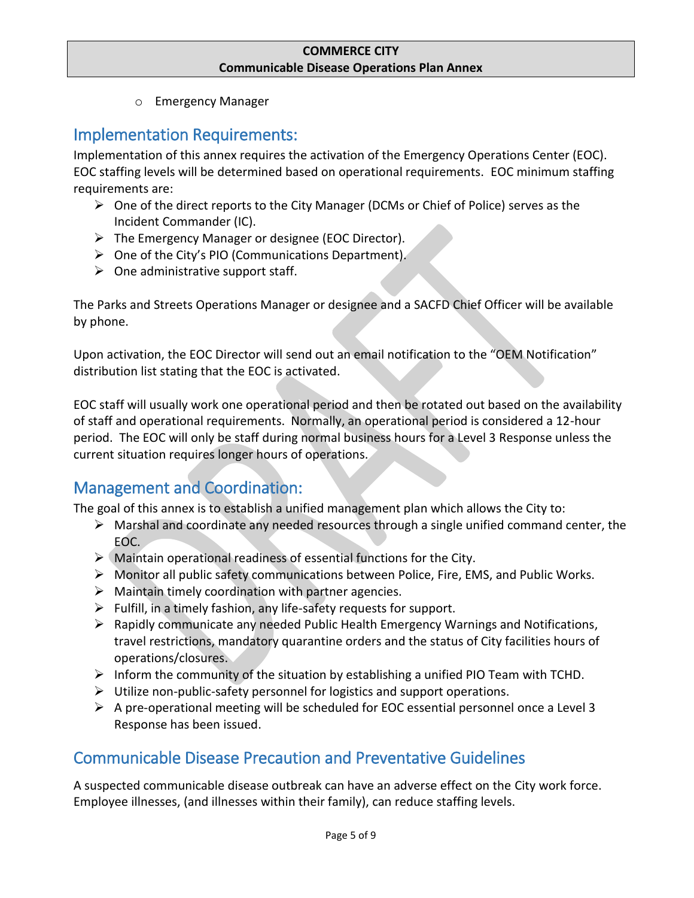- Emergency Manager

## Implementation Requirements:

Implementation of this annex requires the activation of the Emergency Operations Center (EOC). EOC staffing levels will be determined based on operational requirements. EOC minimum staffing requirements are:

- One of the direct reports to the City Manager (DCMs or Chief of Police) serves as the Incident Commander (IC).
- The Emergency Manager or designee (EOC Director).
- One of the City's PIO (Communications Department).
- One administrative support staff.

The Parks and Streets Operations Manager or designee and a SACFD Chief Officer will be available by phone.

Upon activation, the EOC Director will send out an email notification to the "OEM Notification" distribution list stating that the EOC is activated.

EOC staff will usually work one operational period and then be rotated out based on the availability of staff and operational requirements. Normally, an operational period is considered a 12-hour period. The EOC will only be staff during normal business hours for a Level 3 Response unless the current situation requires longer hours of operations.

## Management and Coordination:

The goal of this annex is to establish a unified management plan which allows the City to:

- Marshal and coordinate any needed resources through a single unified command center, the EOC.
- Maintain operational readiness of essential functions for the City.
- Monitor all public safety communications between Police, Fire, EMS, and Public Works.
- Maintain timely coordination with partner agencies.
- Fulfill, in a timely fashion, any life-safety requests for support.
- Rapidly communicate any needed Public Health Emergency Warnings and Notifications, travel restrictions, mandatory quarantine orders and the status of City facilities hours of operations/closures.
- Inform the community of the situation by establishing a unified PIO Team with TCHD.
- Utilize non-public-safety personnel for logistics and support operations.
- A pre-operational meeting will be scheduled for EOC essential personnel once a Level 3 Response has been issued.

## Communicable Disease Precaution and Preventative Guidelines

A suspected communicable disease outbreak can have an adverse effect on the City work force. Employee illnesses, (and illnesses within their family), can reduce staffing levels.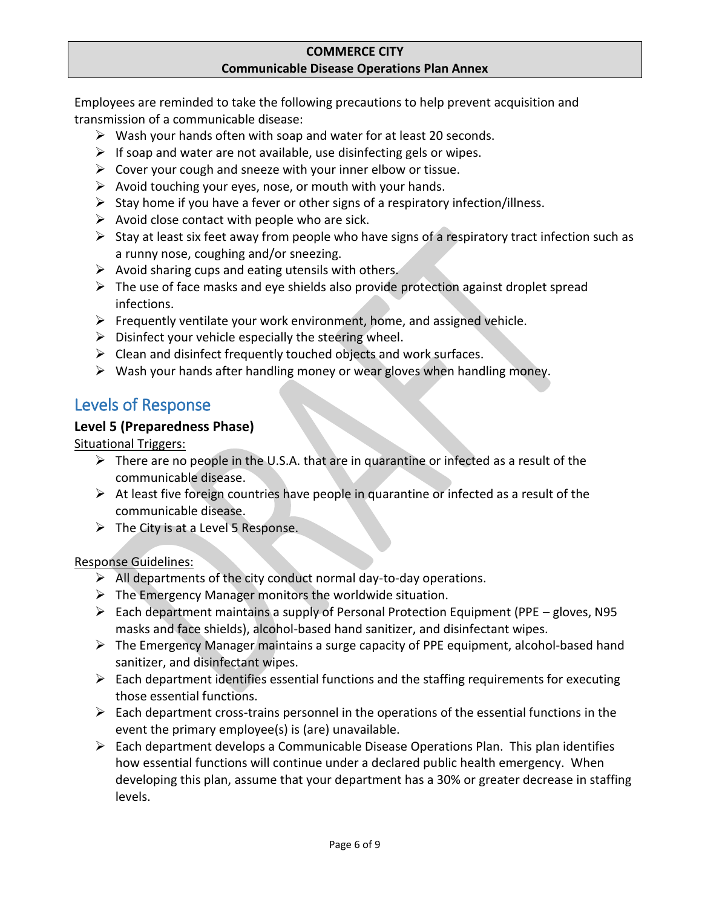Employees are reminded to take the following precautions to help prevent acquisition and transmission of a communicable disease:

- Wash your hands often with soap and water for at least 20 seconds.
- If soap and water are not available, use disinfecting gels or wipes.
- Cover your cough and sneeze with your inner elbow or tissue.
- Avoid touching your eyes, nose, or mouth with your hands.
- Stay home if you have a fever or other signs of a respiratory infection/illness.
- Avoid close contact with people who are sick.
- Stay at least six feet away from people who have signs of a respiratory tract infection such as a runny nose, coughing and/or sneezing.
- Avoid sharing cups and eating utensils with others.
- The use of face masks and eye shields also provide protection against droplet spread infections.
- Frequently ventilate your work environment, home, and assigned vehicle.
- Disinfect your vehicle especially the steering wheel.
- Clean and disinfect frequently touched objects and work surfaces.
- Wash your hands after handling money or wear gloves when handling money.

## Levels of Response

### Level 5 (Preparedness Phase)

Situational Triggers:

- There are no people in the U.S.A. that are in quarantine or infected as a result of the communicable disease.
- At least five foreign countries have people in quarantine or infected as a result of the communicable disease.
- The City is at a Level 5 Response.

Response Guidelines:

- All departments of the city conduct normal day-to-day operations.
- The Emergency Manager monitors the worldwide situation.
- Each department maintains a supply of Personal Protection Equipment (PPE – gloves, N95 masks and face shields), alcohol-based hand sanitizer, and disinfectant wipes.
- The Emergency Manager maintains a surge capacity of PPE equipment, alcohol-based hand sanitizer, and disinfectant wipes.
- Each department identifies essential functions and the staffing requirements for executing those essential functions.
- Each department cross-trains personnel in the operations of the essential functions in the event the primary employee(s) is (are) unavailable.
- Each department develops a Communicable Disease Operations Plan. This plan identifies how essential functions will continue under a declared public health emergency. When developing this plan, assume that your department has a 30% or greater decrease in staffing levels.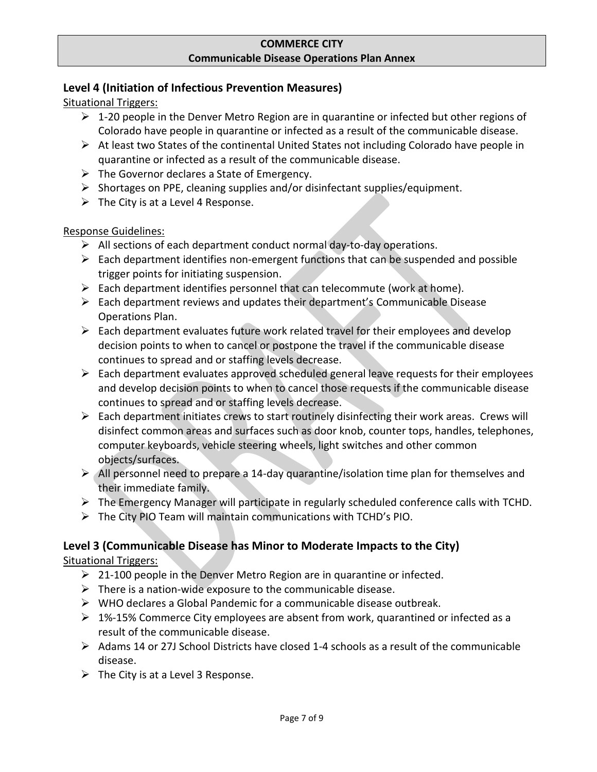## Level 4 (Initiation of Infectious Prevention Measures)

Situational Triggers:

- 1-20 people in the Denver Metro Region are in quarantine or infected but other regions of Colorado have people in quarantine or infected as a result of the communicable disease.
- At least two States of the continental United States not including Colorado have people in quarantine or infected as a result of the communicable disease.
- The Governor declares a State of Emergency.
- Shortages on PPE, cleaning supplies and/or disinfectant supplies/equipment.
- The City is at a Level 4 Response.

Response Guidelines:

- All sections of each department conduct normal day-to-day operations.
- Each department identifies non-emergent functions that can be suspended and possible trigger points for initiating suspension.
- Each department identifies personnel that can telecommute (work at home).
- Each department reviews and updates their department's Communicable Disease Operations Plan.
- Each department evaluates future work related travel for their employees and develop decision points to when to cancel or postpone the travel if the communicable disease continues to spread and or staffing levels decrease.
- Each department evaluates approved scheduled general leave requests for their employees and develop decision points to when to cancel those requests if the communicable disease continues to spread and or staffing levels decrease.
- Each department initiates crews to start routinely disinfecting their work areas. Crews will disinfect common areas and surfaces such as door knob, counter tops, handles, telephones, computer keyboards, vehicle steering wheels, light switches and other common objects/surfaces.
- All personnel need to prepare a 14-day quarantine/isolation time plan for themselves and their immediate family.
- The Emergency Manager will participate in regularly scheduled conference calls with TCHD.
- The City PIO Team will maintain communications with TCHD's PIO.

## Level 3 (Communicable Disease has Minor to Moderate Impacts to the City)

Situational Triggers:

- 21-100 people in the Denver Metro Region are in quarantine or infected.
- There is a nation-wide exposure to the communicable disease.
- WHO declares a Global Pandemic for a communicable disease outbreak.
- 1%-15% Commerce City employees are absent from work, quarantined or infected as a result of the communicable disease.
- Adams 14 or 27J School Districts have closed 1-4 schools as a result of the communicable disease.
- The City is at a Level 3 Response.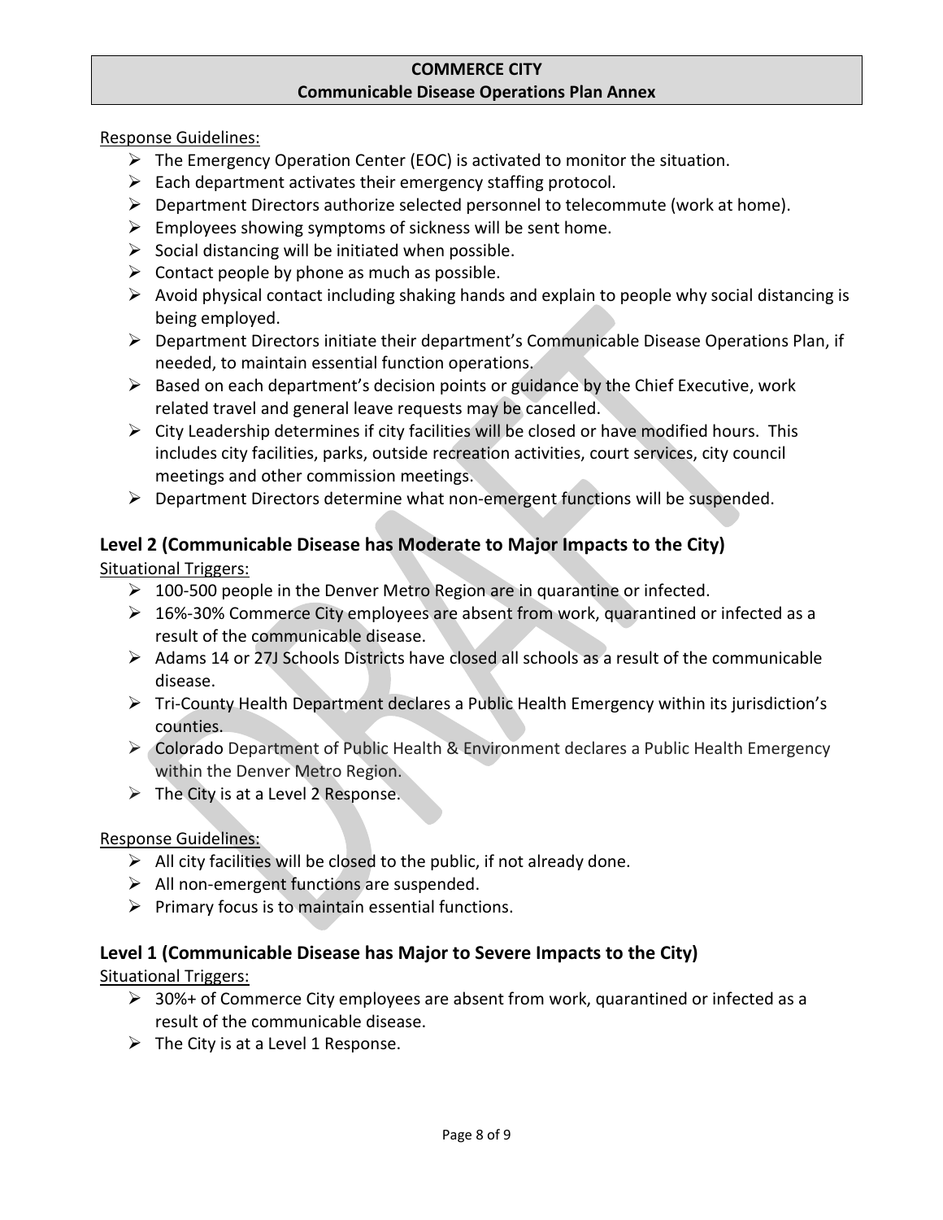Response Guidelines:

- The Emergency Operation Center (EOC) is activated to monitor the situation.
- Each department activates their emergency staffing protocol.
- Department Directors authorize selected personnel to telecommute (work at home).
- Employees showing symptoms of sickness will be sent home.
- Social distancing will be initiated when possible.
- Contact people by phone as much as possible.
- Avoid physical contact including shaking hands and explain to people why social distancing is being employed.
- Department Directors initiate their department's Communicable Disease Operations Plan, if needed, to maintain essential function operations.
- Based on each department's decision points or guidance by the Chief Executive, work related travel and general leave requests may be cancelled.
- City Leadership determines if city facilities will be closed or have modified hours. This includes city facilities, parks, outside recreation activities, court services, city council meetings and other commission meetings.
- Department Directors determine what non-emergent functions will be suspended.

## Level 2 (Communicable Disease has Moderate to Major Impacts to the City)

Situational Triggers:

- 100-500 people in the Denver Metro Region are in quarantine or infected.
- 16%-30% Commerce City employees are absent from work, quarantined or infected as a result of the communicable disease.
- Adams 14 or 27J Schools Districts have closed all schools as a result of the communicable disease.
- Tri-County Health Department declares a Public Health Emergency within its jurisdiction's counties.
- Colorado Department of Public Health & Environment declares a Public Health Emergency within the Denver Metro Region.
- The City is at a Level 2 Response.

Response Guidelines:

- All city facilities will be closed to the public, if not already done.
- All non-emergent functions are suspended.
- Primary focus is to maintain essential functions.

## Level 1 (Communicable Disease has Major to Severe Impacts to the City)

Situational Triggers:

- 30%+ of Commerce City employees are absent from work, quarantined or infected as a result of the communicable disease.
- The City is at a Level 1 Response.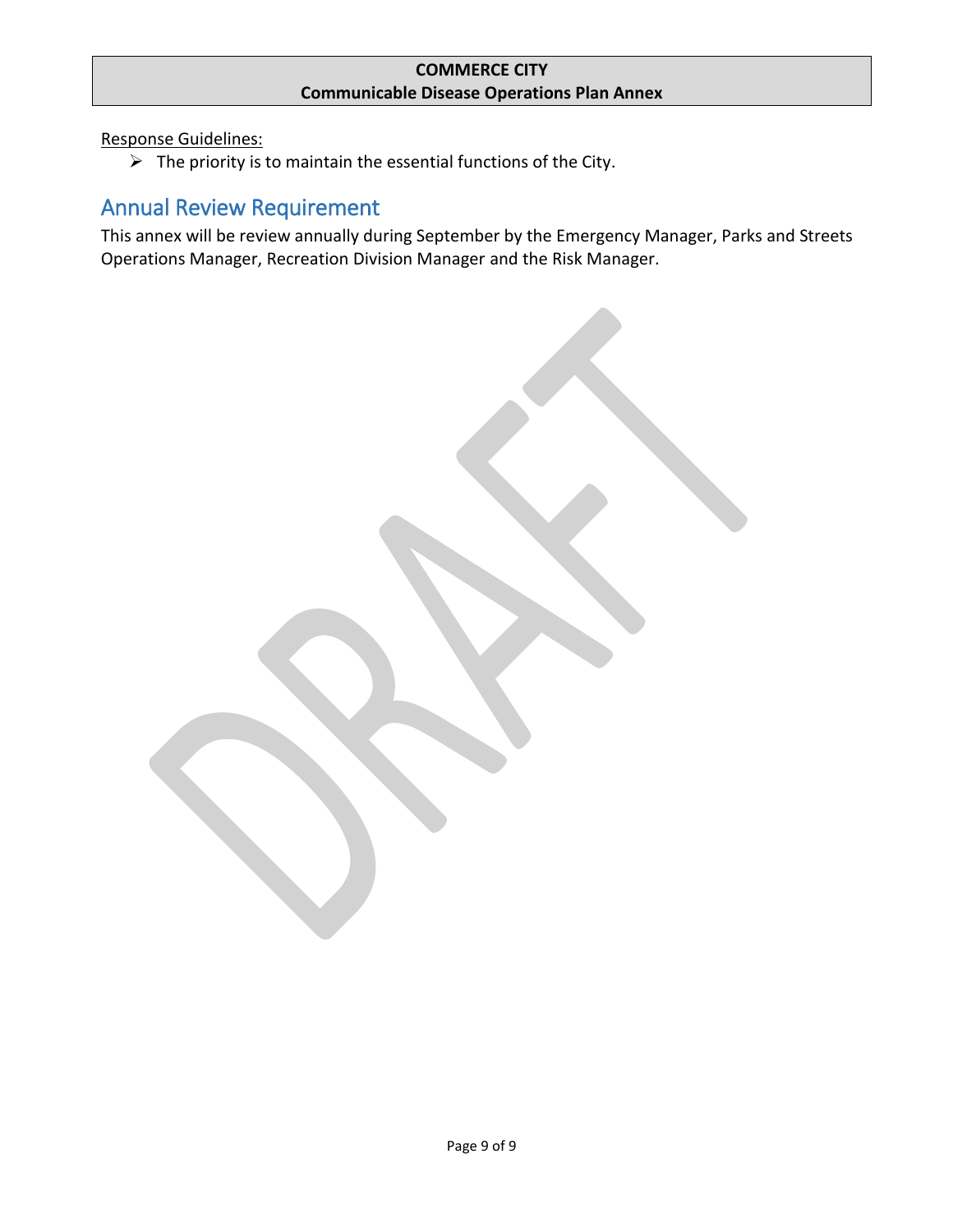Response Guidelines:

- The priority is to maintain the essential functions of the City.

## Annual Review Requirement

This annex will be review annually during September by the Emergency Manager, Parks and Streets Operations Manager, Recreation Division Manager and the Risk Manager.